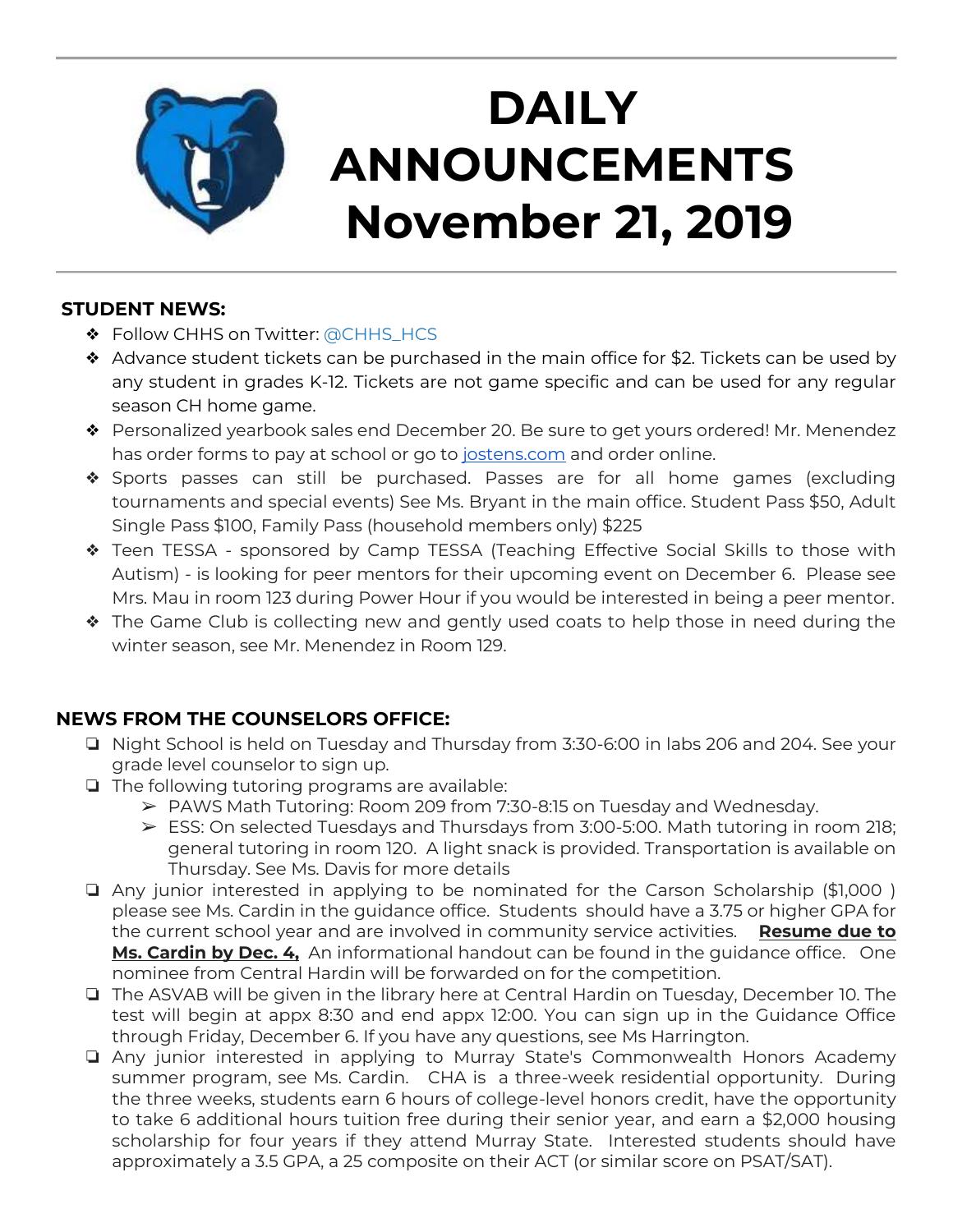# DAILY ANNOUNCEMENTS November 21, 2019

**STUDENT NEWS:**

- Follow CHHS on Twitter: @CHHS_HCS
- Advance student tickets can be purchased in the main office for $2. Tickets can be used by any student in grades K-12. Tickets are not game specific and can be used for any regular season CH home game.
- Personalized yearbook sales end December 20. Be sure to get yours ordered! Mr. Menendez has order forms to pay at school or go to jostens.com and order online.
- Sports passes can still be purchased. Passes are for all home games (excluding tournaments and special events) See Ms. Bryant in the main office. Student Pass $50, Adult Single Pass $100, Family Pass (household members only) $225
- Teen TESSA - sponsored by Camp TESSA (Teaching Effective Social Skills to those with Autism) - is looking for peer mentors for their upcoming event on December 6. Please see Mrs. Mau in room 123 during Power Hour if you would be interested in being a peer mentor.
- The Game Club is collecting new and gently used coats to help those in need during the winter season, see Mr. Menendez in Room 129.

**NEWS FROM THE COUNSELORS OFFICE:**

- Night School is held on Tuesday and Thursday from 3:30-6:00 in labs 206 and 204. See your grade level counselor to sign up.
- The following tutoring programs are available:
  - PAWS Math Tutoring: Room 209 from 7:30-8:15 on Tuesday and Wednesday.
  - ESS: On selected Tuesdays and Thursdays from 3:00-5:00. Math tutoring in room 218; general tutoring in room 120. A light snack is provided. Transportation is available on Thursday. See Ms. Davis for more details
- Any junior interested in applying to be nominated for the Carson Scholarship ($1,000 ) please see Ms. Cardin in the guidance office. Students should have a 3.75 or higher GPA for the current school year and are involved in community service activities. **Resume due to Ms. Cardin by Dec. 4,** An informational handout can be found in the guidance office. One nominee from Central Hardin will be forwarded on for the competition.
- The ASVAB will be given in the library here at Central Hardin on Tuesday, December 10. The test will begin at appx 8:30 and end appx 12:00. You can sign up in the Guidance Office through Friday, December 6. If you have any questions, see Ms Harrington.
- Any junior interested in applying to Murray State's Commonwealth Honors Academy summer program, see Ms. Cardin. CHA is a three-week residential opportunity. During the three weeks, students earn 6 hours of college-level honors credit, have the opportunity to take 6 additional hours tuition free during their senior year, and earn a $2,000 housing scholarship for four years if they attend Murray State. Interested students should have approximately a 3.5 GPA, a 25 composite on their ACT (or similar score on PSAT/SAT).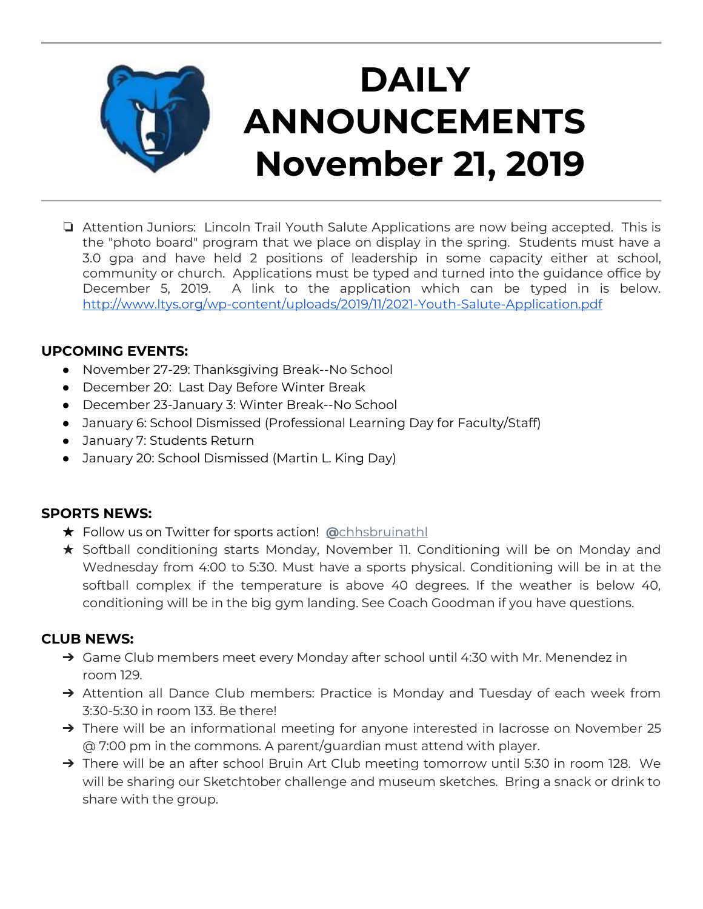# DAILY ANNOUNCEMENTS November 21, 2019

- Attention Juniors: Lincoln Trail Youth Salute Applications are now being accepted. This is the "photo board" program that we place on display in the spring. Students must have a 3.0 gpa and have held 2 positions of leadership in some capacity either at school, community or church. Applications must be typed and turned into the guidance office by December 5, 2019. A link to the application which can be typed in is below. http://www.ltys.org/wp-content/uploads/2019/11/2021-Youth-Salute-Application.pdf

**UPCOMING EVENTS:**

- November 27-29: Thanksgiving Break--No School
- December 20: Last Day Before Winter Break
- December 23-January 3: Winter Break--No School
- January 6: School Dismissed (Professional Learning Day for Faculty/Staff)
- January 7: Students Return
- January 20: School Dismissed (Martin L. King Day)

**SPORTS NEWS:**

- Follow us on Twitter for sports action! @chhsbruinathl
- Softball conditioning starts Monday, November 11. Conditioning will be on Monday and Wednesday from 4:00 to 5:30. Must have a sports physical. Conditioning will be in at the softball complex if the temperature is above 40 degrees. If the weather is below 40, conditioning will be in the big gym landing. See Coach Goodman if you have questions.

**CLUB NEWS:**

- Game Club members meet every Monday after school until 4:30 with Mr. Menendez in room 129.
- Attention all Dance Club members: Practice is Monday and Tuesday of each week from 3:30-5:30 in room 133. Be there!
- There will be an informational meeting for anyone interested in lacrosse on November 25 @ 7:00 pm in the commons. A parent/guardian must attend with player.
- There will be an after school Bruin Art Club meeting tomorrow until 5:30 in room 128. We will be sharing our Sketchtober challenge and museum sketches. Bring a snack or drink to share with the group.